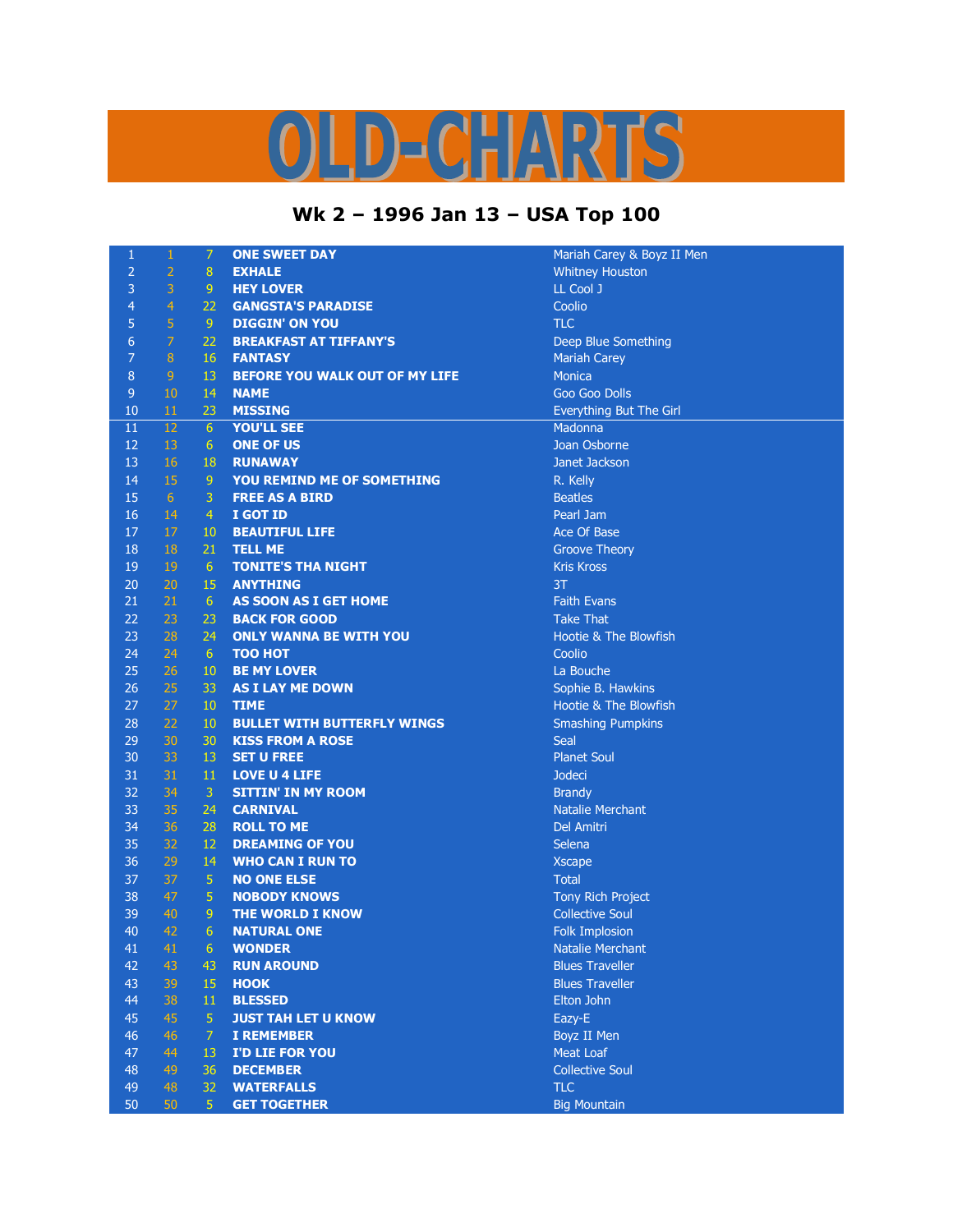# OLD-CHARTS

## Wk 2 – 1996 Jan 13 – USA Top 100

| | | | | |
|---|---|---|---|---|
| 1 | 1 | 7 | ONE SWEET DAY | Mariah Carey & Boyz II Men |
| 2 | 2 | 8 | EXHALE | Whitney Houston |
| 3 | 3 | 9 | HEY LOVER | LL Cool J |
| 4 | 4 | 22 | GANGSTA'S PARADISE | Coolio |
| 5 | 5 | 9 | DIGGIN' ON YOU | TLC |
| 6 | 7 | 22 | BREAKFAST AT TIFFANY'S | Deep Blue Something |
| 7 | 8 | 16 | FANTASY | Mariah Carey |
| 8 | 9 | 13 | BEFORE YOU WALK OUT OF MY LIFE | Monica |
| 9 | 10 | 14 | NAME | Goo Goo Dolls |
| 10 | 11 | 23 | MISSING | Everything But The Girl |
| 11 | 12 | 6 | YOU'LL SEE | Madonna |
| 12 | 13 | 6 | ONE OF US | Joan Osborne |
| 13 | 16 | 18 | RUNAWAY | Janet Jackson |
| 14 | 15 | 9 | YOU REMIND ME OF SOMETHING | R. Kelly |
| 15 | 6 | 3 | FREE AS A BIRD | Beatles |
| 16 | 14 | 4 | I GOT ID | Pearl Jam |
| 17 | 17 | 10 | BEAUTIFUL LIFE | Ace Of Base |
| 18 | 18 | 21 | TELL ME | Groove Theory |
| 19 | 19 | 6 | TONITE'S THA NIGHT | Kris Kross |
| 20 | 20 | 15 | ANYTHING | 3T |
| 21 | 21 | 6 | AS SOON AS I GET HOME | Faith Evans |
| 22 | 23 | 23 | BACK FOR GOOD | Take That |
| 23 | 28 | 24 | ONLY WANNA BE WITH YOU | Hootie & The Blowfish |
| 24 | 24 | 6 | TOO HOT | Coolio |
| 25 | 26 | 10 | BE MY LOVER | La Bouche |
| 26 | 25 | 33 | AS I LAY ME DOWN | Sophie B. Hawkins |
| 27 | 27 | 10 | TIME | Hootie & The Blowfish |
| 28 | 22 | 10 | BULLET WITH BUTTERFLY WINGS | Smashing Pumpkins |
| 29 | 30 | 30 | KISS FROM A ROSE | Seal |
| 30 | 33 | 13 | SET U FREE | Planet Soul |
| 31 | 31 | 11 | LOVE U 4 LIFE | Jodeci |
| 32 | 34 | 3 | SITTIN' IN MY ROOM | Brandy |
| 33 | 35 | 24 | CARNIVAL | Natalie Merchant |
| 34 | 36 | 28 | ROLL TO ME | Del Amitri |
| 35 | 32 | 12 | DREAMING OF YOU | Selena |
| 36 | 29 | 14 | WHO CAN I RUN TO | Xscape |
| 37 | 37 | 5 | NO ONE ELSE | Total |
| 38 | 47 | 5 | NOBODY KNOWS | Tony Rich Project |
| 39 | 40 | 9 | THE WORLD I KNOW | Collective Soul |
| 40 | 42 | 6 | NATURAL ONE | Folk Implosion |
| 41 | 41 | 6 | WONDER | Natalie Merchant |
| 42 | 43 | 43 | RUN AROUND | Blues Traveller |
| 43 | 39 | 15 | HOOK | Blues Traveller |
| 44 | 38 | 11 | BLESSED | Elton John |
| 45 | 45 | 5 | JUST TAH LET U KNOW | Eazy-E |
| 46 | 46 | 7 | I REMEMBER | Boyz II Men |
| 47 | 44 | 13 | I'D LIE FOR YOU | Meat Loaf |
| 48 | 49 | 36 | DECEMBER | Collective Soul |
| 49 | 48 | 32 | WATERFALLS | TLC |
| 50 | 50 | 5 | GET TOGETHER | Big Mountain |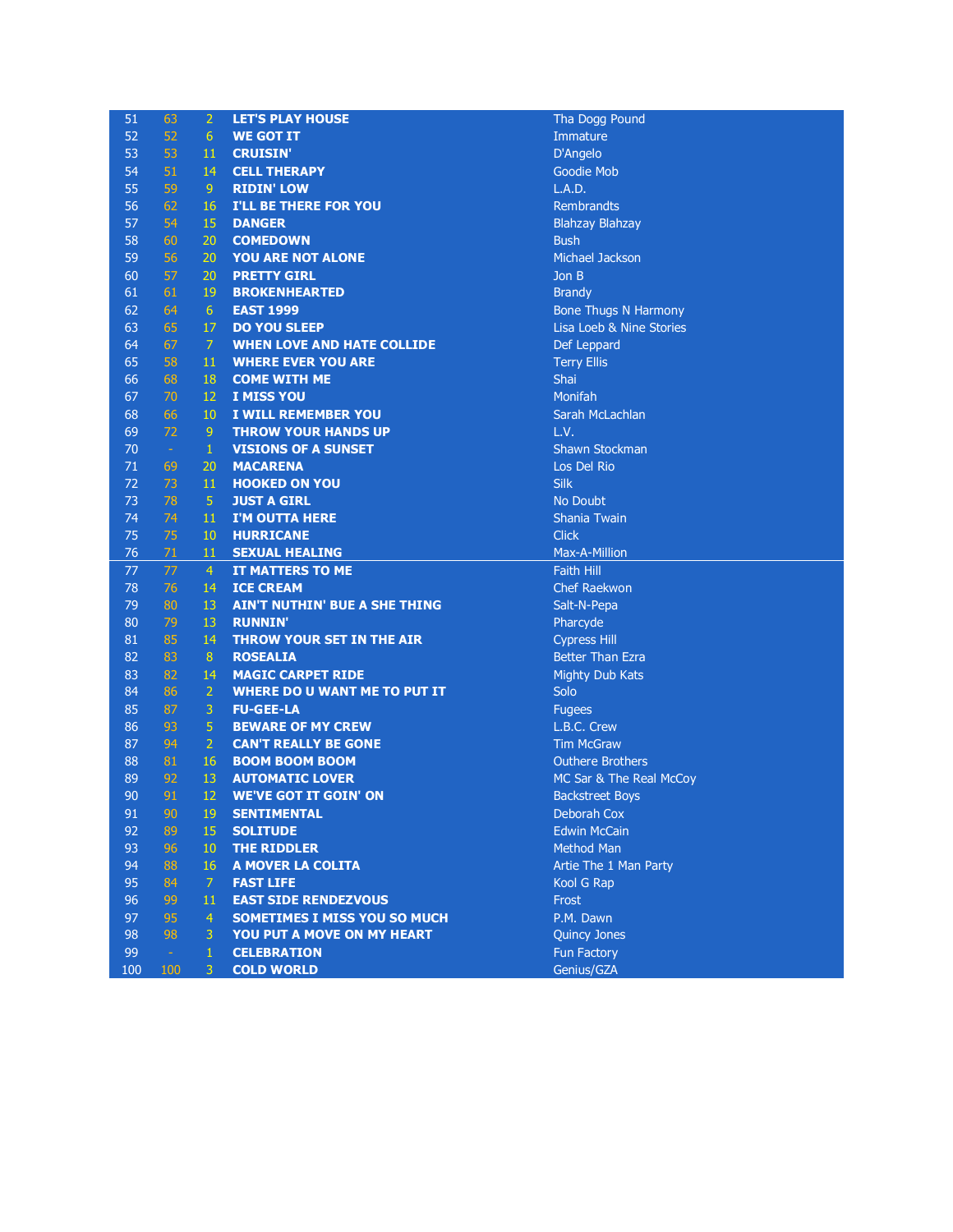| | | | | |
|---|---|---|---|---|
| 51 | 63 | 2 | LET'S PLAY HOUSE | Tha Dogg Pound |
| 52 | 52 | 6 | WE GOT IT | Immature |
| 53 | 53 | 11 | CRUISIN' | D'Angelo |
| 54 | 51 | 14 | CELL THERAPY | Goodie Mob |
| 55 | 59 | 9 | RIDIN' LOW | L.A.D. |
| 56 | 62 | 16 | I'LL BE THERE FOR YOU | Rembrandts |
| 57 | 54 | 15 | DANGER | Blahzay Blahzay |
| 58 | 60 | 20 | COMEDOWN | Bush |
| 59 | 56 | 20 | YOU ARE NOT ALONE | Michael Jackson |
| 60 | 57 | 20 | PRETTY GIRL | Jon B |
| 61 | 61 | 19 | BROKENHEARTED | Brandy |
| 62 | 64 | 6 | EAST 1999 | Bone Thugs N Harmony |
| 63 | 65 | 17 | DO YOU SLEEP | Lisa Loeb & Nine Stories |
| 64 | 67 | 7 | WHEN LOVE AND HATE COLLIDE | Def Leppard |
| 65 | 58 | 11 | WHERE EVER YOU ARE | Terry Ellis |
| 66 | 68 | 18 | COME WITH ME | Shai |
| 67 | 70 | 12 | I MISS YOU | Monifah |
| 68 | 66 | 10 | I WILL REMEMBER YOU | Sarah McLachlan |
| 69 | 72 | 9 | THROW YOUR HANDS UP | L.V. |
| 70 | - | 1 | VISIONS OF A SUNSET | Shawn Stockman |
| 71 | 69 | 20 | MACARENA | Los Del Rio |
| 72 | 73 | 11 | HOOKED ON YOU | Silk |
| 73 | 78 | 5 | JUST A GIRL | No Doubt |
| 74 | 74 | 11 | I'M OUTTA HERE | Shania Twain |
| 75 | 75 | 10 | HURRICANE | Click |
| 76 | 71 | 11 | SEXUAL HEALING | Max-A-Million |
| 77 | 77 | 4 | IT MATTERS TO ME | Faith Hill |
| 78 | 76 | 14 | ICE CREAM | Chef Raekwon |
| 79 | 80 | 13 | AIN'T NUTHIN' BUE A SHE THING | Salt-N-Pepa |
| 80 | 79 | 13 | RUNNIN' | Pharcyde |
| 81 | 85 | 14 | THROW YOUR SET IN THE AIR | Cypress Hill |
| 82 | 83 | 8 | ROSEALIA | Better Than Ezra |
| 83 | 82 | 14 | MAGIC CARPET RIDE | Mighty Dub Kats |
| 84 | 86 | 2 | WHERE DO U WANT ME TO PUT IT | Solo |
| 85 | 87 | 3 | FU-GEE-LA | Fugees |
| 86 | 93 | 5 | BEWARE OF MY CREW | L.B.C. Crew |
| 87 | 94 | 2 | CAN'T REALLY BE GONE | Tim McGraw |
| 88 | 81 | 16 | BOOM BOOM BOOM | Outhere Brothers |
| 89 | 92 | 13 | AUTOMATIC LOVER | MC Sar & The Real McCoy |
| 90 | 91 | 12 | WE'VE GOT IT GOIN' ON | Backstreet Boys |
| 91 | 90 | 19 | SENTIMENTAL | Deborah Cox |
| 92 | 89 | 15 | SOLITUDE | Edwin McCain |
| 93 | 96 | 10 | THE RIDDLER | Method Man |
| 94 | 88 | 16 | A MOVER LA COLITA | Artie The 1 Man Party |
| 95 | 84 | 7 | FAST LIFE | Kool G Rap |
| 96 | 99 | 11 | EAST SIDE RENDEZVOUS | Frost |
| 97 | 95 | 4 | SOMETIMES I MISS YOU SO MUCH | P.M. Dawn |
| 98 | 98 | 3 | YOU PUT A MOVE ON MY HEART | Quincy Jones |
| 99 | - | 1 | CELEBRATION | Fun Factory |
| 100 | 100 | 3 | COLD WORLD | Genius/GZA |